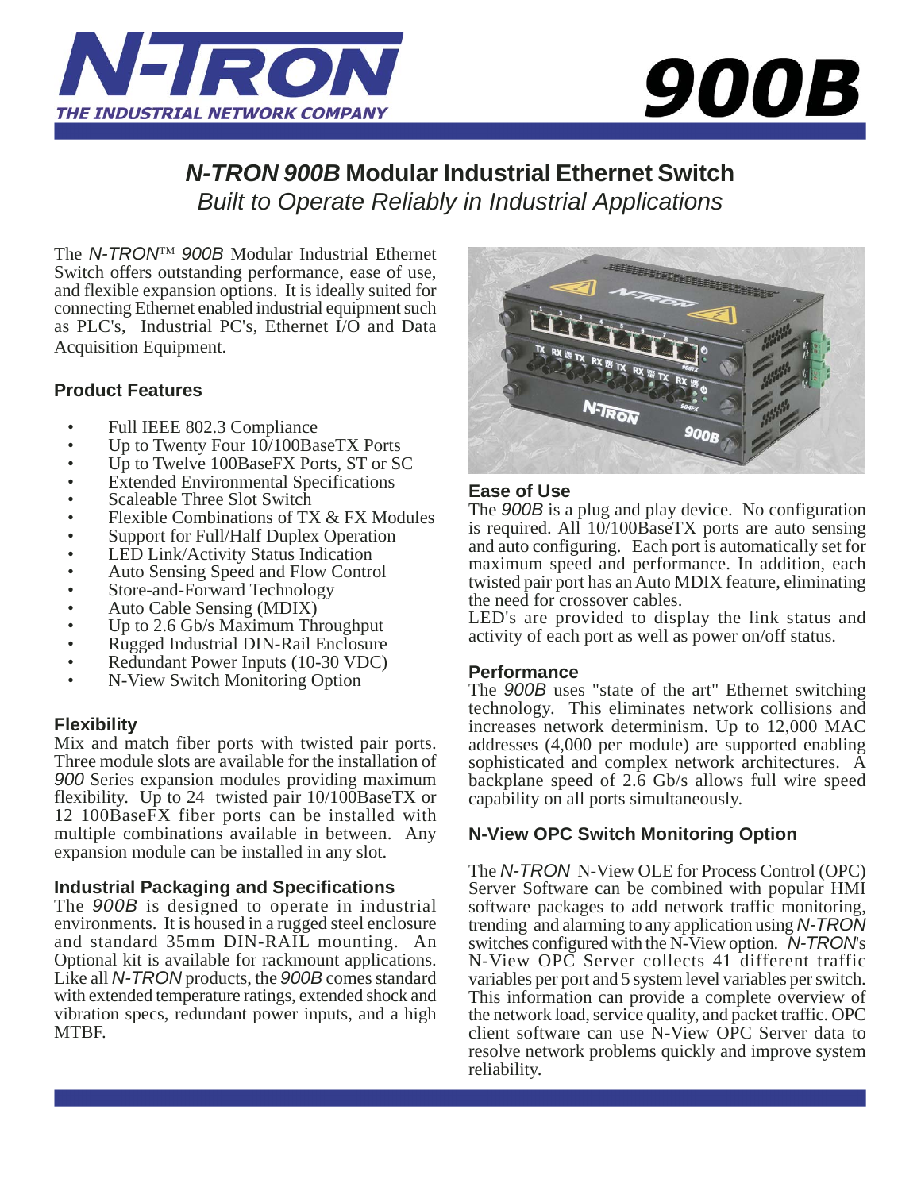# N-TRON 900B

## *N-TRON 900B* Modular Industrial Ethernet Switch

*Built to Operate Reliably in Industrial Applications*

The *N-TRON*™ *900B* Modular Industrial Ethernet Switch offers outstanding performance, ease of use, and flexible expansion options. It is ideally suited for connecting Ethernet enabled industrial equipment such as PLC's, Industrial PC's, Ethernet I/O and Data Acquisition Equipment.

### Product Features

- Full IEEE 802.3 Compliance
- Up to Twenty Four 10/100BaseTX Ports
- Up to Twelve 100BaseFX Ports, ST or SC
- Extended Environmental Specifications
- Scaleable Three Slot Switch
- Flexible Combinations of TX & FX Modules
- Support for Full/Half Duplex Operation
- LED Link/Activity Status Indication
- Auto Sensing Speed and Flow Control
- Store-and-Forward Technology
- Auto Cable Sensing (MDIX)
- Up to 2.6 Gb/s Maximum Throughput
- Rugged Industrial DIN-Rail Enclosure
- Redundant Power Inputs (10-30 VDC)
- N-View Switch Monitoring Option

### Flexibility

Mix and match fiber ports with twisted pair ports. Three module slots are available for the installation of *900* Series expansion modules providing maximum flexibility. Up to 24 twisted pair 10/100BaseTX or 12 100BaseFX fiber ports can be installed with multiple combinations available in between. Any expansion module can be installed in any slot.

### Industrial Packaging and Specifications

The *900B* is designed to operate in industrial environments. It is housed in a rugged steel enclosure and standard 35mm DIN-RAIL mounting. An Optional kit is available for rackmount applications. Like all *N-TRON* products, the *900B* comes standard with extended temperature ratings, extended shock and vibration specs, redundant power inputs, and a high MTBF.

### Ease of Use

The *900B* is a plug and play device. No configuration is required. All 10/100BaseTX ports are auto sensing and auto configuring. Each port is automatically set for maximum speed and performance. In addition, each twisted pair port has an Auto MDIX feature, eliminating the need for crossover cables.

LED's are provided to display the link status and activity of each port as well as power on/off status.

### Performance

The *900B* uses "state of the art" Ethernet switching technology. This eliminates network collisions and increases network determinism. Up to 12,000 MAC addresses (4,000 per module) are supported enabling sophisticated and complex network architectures. A backplane speed of 2.6 Gb/s allows full wire speed capability on all ports simultaneously.

### N-View OPC Switch Monitoring Option

The *N-TRON* N-View OLE for Process Control (OPC) Server Software can be combined with popular HMI software packages to add network traffic monitoring, trending and alarming to any application using *N-TRON* switches configured with the N-View option. *N-TRON*'s N-View OPC Server collects 41 different traffic variables per port and 5 system level variables per switch. This information can provide a complete overview of the network load, service quality, and packet traffic. OPC client software can use N-View OPC Server data to resolve network problems quickly and improve system reliability.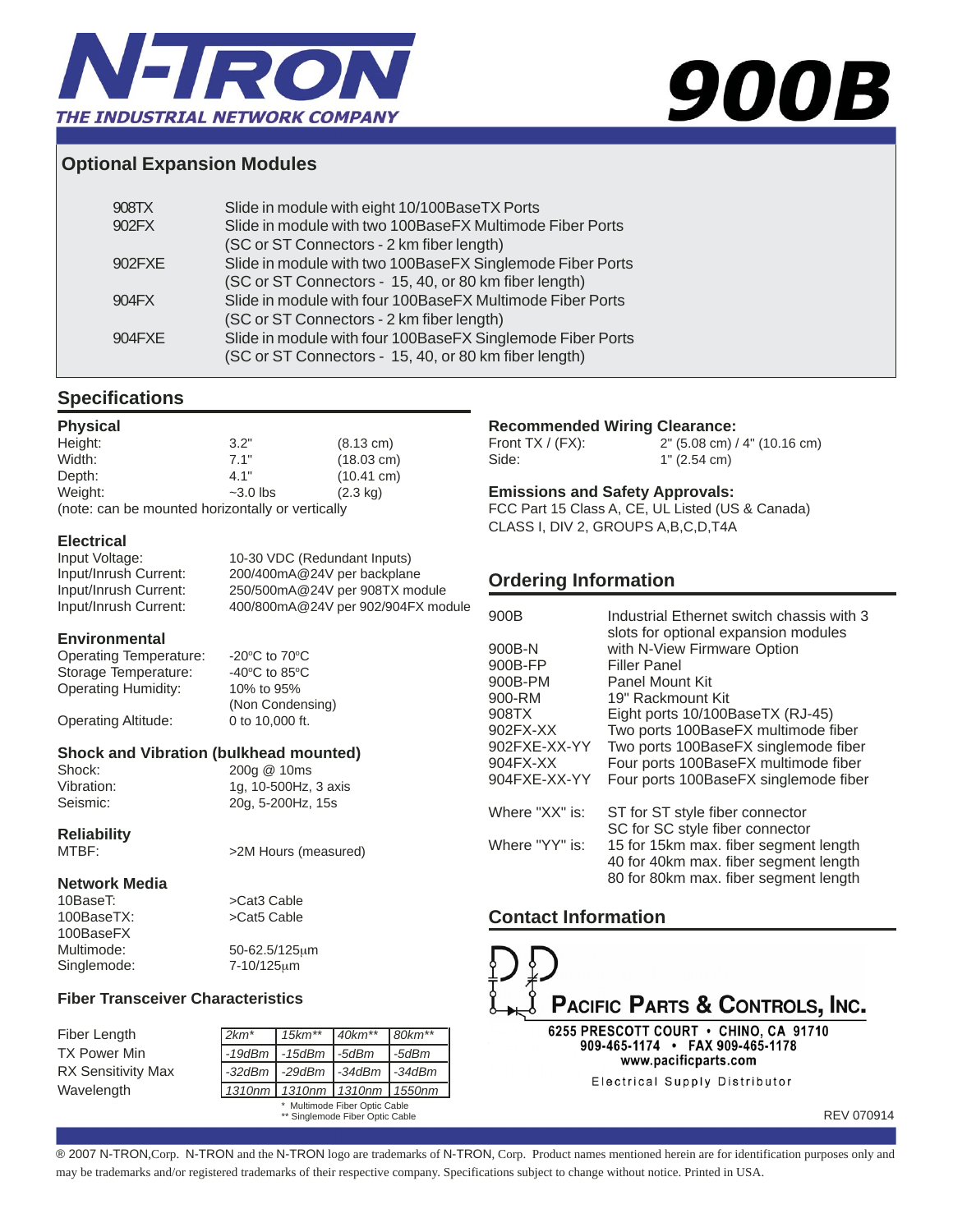# 900B

## Optional Expansion Modules

| | |
|---|---|
| 908TX | Slide in module with eight 10/100BaseTX Ports |
| 902FX | Slide in module with two 100BaseFX Multimode Fiber Ports (SC or ST Connectors - 2 km fiber length) |
| 902FXE | Slide in module with two 100BaseFX Singlemode Fiber Ports (SC or ST Connectors - 15, 40, or 80 km fiber length) |
| 904FX | Slide in module with four 100BaseFX Multimode Fiber Ports (SC or ST Connectors - 2 km fiber length) |
| 904FXE | Slide in module with four 100BaseFX Singlemode Fiber Ports (SC or ST Connectors - 15, 40, or 80 km fiber length) |

## Specifications

### Physical

| | | |
|---|---|---|
| Height: | 3.2" | (8.13 cm) |
| Width: | 7.1" | (18.03 cm) |
| Depth: | 4.1" | (10.41 cm) |
| Weight: | ~3.0 lbs | (2.3 kg) |

(note: can be mounted horizontally or vertically

### Electrical

| | |
|---|---|
| Input Voltage: | 10-30 VDC (Redundant Inputs) |
| Input/Inrush Current: | 200/400mA@24V per backplane |
| Input/Inrush Current: | 250/500mA@24V per 908TX module |
| Input/Inrush Current: | 400/800mA@24V per 902/904FX module |

### Environmental

| | |
|---|---|
| Operating Temperature: | -20ºC to 70ºC |
| Storage Temperature: | -40ºC to 85ºC |
| Operating Humidity: | 10% to 95% (Non Condensing) |
| Operating Altitude: | 0 to 10,000 ft. |

### Shock and Vibration (bulkhead mounted)

| | |
|---|---|
| Shock: | 200g @ 10ms |
| Vibration: | 1g, 10-500Hz, 3 axis |
| Seismic: | 20g, 5-200Hz, 15s |

### Reliability

| | |
|---|---|
| MTBF: | >2M Hours (measured) |

### Network Media

| | |
|---|---|
| 10BaseT: | >Cat3 Cable |
| 100BaseTX: | >Cat5 Cable |
| 100BaseFX | |
| Multimode: | 50-62.5/125µm |
| Singlemode: | 7-10/125µm |

### Fiber Transceiver Characteristics

| | | | | |
|---|---|---|---|---|
| Fiber Length | *2km** | *15km*** | *40km*** | *80km*** |
| TX Power Min | *-19dBm* | *-15dBm* | *-5dBm* | *-5dBm* |
| RX Sensitivity Max | *-32dBm* | *-29dBm* | *-34dBm* | *-34dBm* |
| Wavelength | *1310nm* | *1310nm* | *1310nm* | *1550nm* |

\* Multimode Fiber Optic Cable
\*\* Singlemode Fiber Optic Cable

### Recommended Wiring Clearance:

| | |
|---|---|
| Front TX / (FX): | 2" (5.08 cm) / 4" (10.16 cm) |
| Side: | 1" (2.54 cm) |

### Emissions and Safety Approvals:

FCC Part 15 Class A, CE, UL Listed (US & Canada)
CLASS I, DIV 2, GROUPS A,B,C,D,T4A

## Ordering Information

| | |
|---|---|
| 900B | Industrial Ethernet switch chassis with 3 slots for optional expansion modules |
| 900B-N | with N-View Firmware Option |
| 900B-FP | Filler Panel |
| 900B-PM | Panel Mount Kit |
| 900-RM | 19" Rackmount Kit |
| 908TX | Eight ports 10/100BaseTX (RJ-45) |
| 902FX-XX | Two ports 100BaseFX multimode fiber |
| 902FXE-XX-YY | Two ports 100BaseFX singlemode fiber |
| 904FX-XX | Four ports 100BaseFX multimode fiber |
| 904FXE-XX-YY | Four ports 100BaseFX singlemode fiber |

Where "XX" is: ST for ST style fiber connector
SC for SC style fiber connector

Where "YY" is: 15 for 15km max. fiber segment length
40 for 40km max. fiber segment length
80 for 80km max. fiber segment length

## Contact Information

**PACIFIC PARTS & CONTROLS, INC.**
6255 PRESCOTT COURT • CHINO, CA 91710
909-465-1174 • FAX 909-465-1178
www.pacificparts.com
Electrical Supply Distributor

REV 070914

® 2007 N-TRON,Corp. N-TRON and the N-TRON logo are trademarks of N-TRON, Corp. Product names mentioned herein are for identification purposes only and may be trademarks and/or registered trademarks of their respective company. Specifications subject to change without notice. Printed in USA.